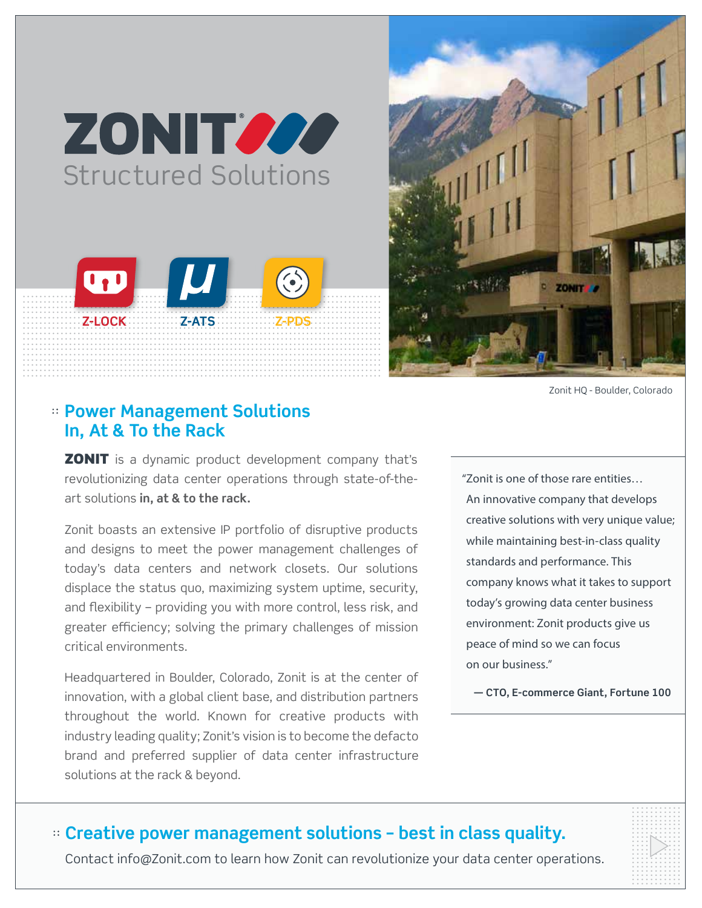# ZONIT®

Structured Solutions

Z-LOCK Z-ATS Z-PDS

Zonit HQ - Boulder, Colorado

## Power Management Solutions In, At & To the Rack

**ZONIT** is a dynamic product development company that's revolutionizing data center operations through state-of-the-art solutions **in, at & to the rack.**

Zonit boasts an extensive IP portfolio of disruptive products and designs to meet the power management challenges of today's data centers and network closets. Our solutions displace the status quo, maximizing system uptime, security, and flexibility – providing you with more control, less risk, and greater efficiency; solving the primary challenges of mission critical environments.

Headquartered in Boulder, Colorado, Zonit is at the center of innovation, with a global client base, and distribution partners throughout the world. Known for creative products with industry leading quality; Zonit's vision is to become the defacto brand and preferred supplier of data center infrastructure solutions at the rack & beyond.

> "Zonit is one of those rare entities… An innovative company that develops creative solutions with very unique value; while maintaining best-in-class quality standards and performance. This company knows what it takes to support today's growing data center business environment: Zonit products give us peace of mind so we can focus on our business."
>
> **— CTO, E-commerce Giant, Fortune 100**

## Creative power management solutions – best in class quality.

Contact info@Zonit.com to learn how Zonit can revolutionize your data center operations.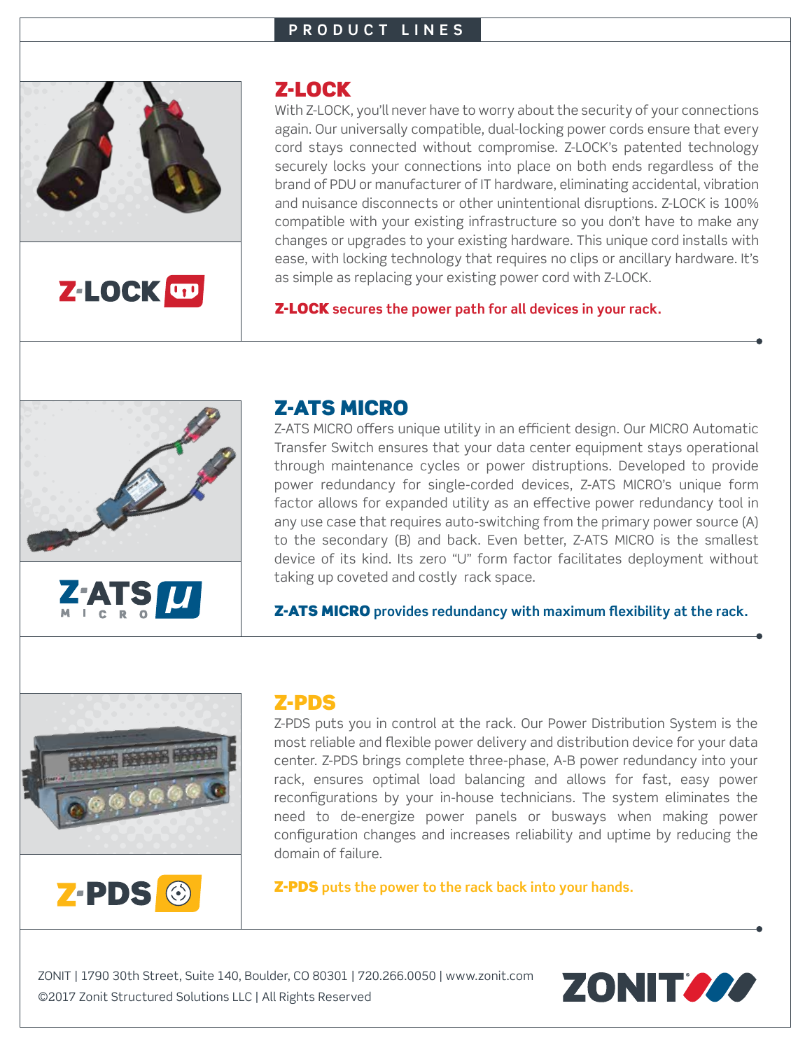# PRODUCT LINES

## Z-LOCK

With Z-LOCK, you'll never have to worry about the security of your connections again. Our universally compatible, dual-locking power cords ensure that every cord stays connected without compromise. Z-LOCK's patented technology securely locks your connections into place on both ends regardless of the brand of PDU or manufacturer of IT hardware, eliminating accidental, vibration and nuisance disconnects or other unintentional disruptions. Z-LOCK is 100% compatible with your existing infrastructure so you don't have to make any changes or upgrades to your existing hardware. This unique cord installs with ease, with locking technology that requires no clips or ancillary hardware. It's as simple as replacing your existing power cord with Z-LOCK.

**Z-LOCK secures the power path for all devices in your rack.**

## Z-ATS MICRO

Z-ATS MICRO offers unique utility in an efficient design. Our MICRO Automatic Transfer Switch ensures that your data center equipment stays operational through maintenance cycles or power distruptions. Developed to provide power redundancy for single-corded devices, Z-ATS MICRO's unique form factor allows for expanded utility as an effective power redundancy tool in any use case that requires auto-switching from the primary power source (A) to the secondary (B) and back. Even better, Z-ATS MICRO is the smallest device of its kind. Its zero "U" form factor facilitates deployment without taking up coveted and costly rack space.

**Z-ATS MICRO provides redundancy with maximum flexibility at the rack.**

## Z-PDS

Z-PDS puts you in control at the rack. Our Power Distribution System is the most reliable and flexible power delivery and distribution device for your data center. Z-PDS brings complete three-phase, A-B power redundancy into your rack, ensures optimal load balancing and allows for fast, easy power reconfigurations by your in-house technicians. The system eliminates the need to de-energize power panels or busways when making power configuration changes and increases reliability and uptime by reducing the domain of failure.

**Z-PDS puts the power to the rack back into your hands.**

ZONIT | 1790 30th Street, Suite 140, Boulder, CO 80301 | 720.266.0050 | www.zonit.com
©2017 Zonit Structured Solutions LLC | All Rights Reserved